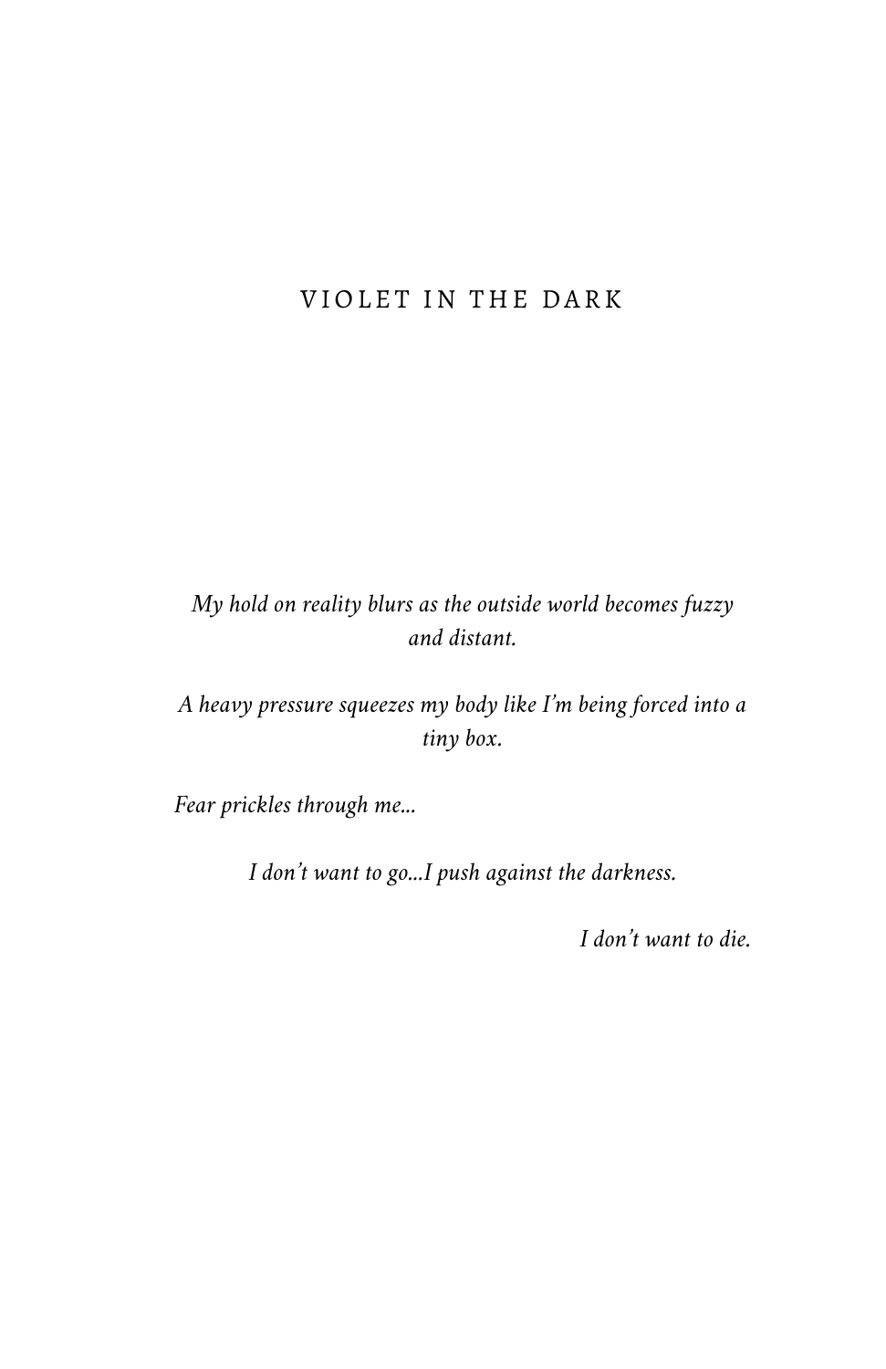# VIOLET IN THE DARK

*My hold on reality blurs as the outside world becomes fuzzy and distant.*

*A heavy pressure squeezes my body like I'm being forced into a tiny box.*

*Fear prickles through me...*

*I don't want to go...I push against the darkness.*

*I don't want to die.*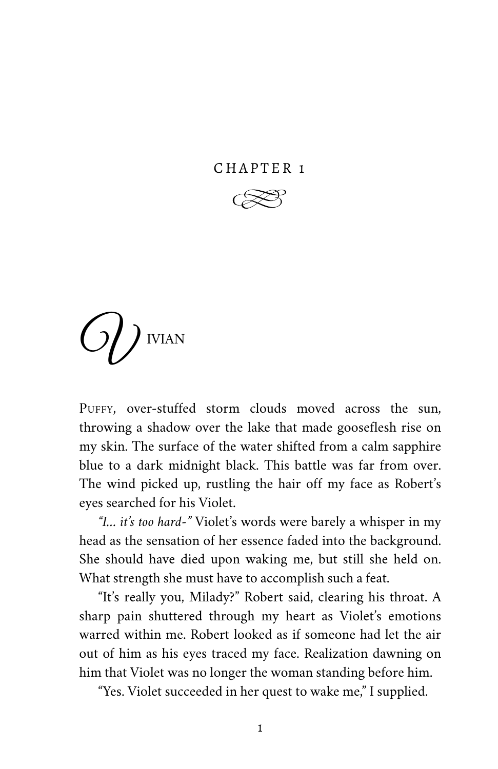# CHAPTER 1

## Vivian

Puffy, over-stuffed storm clouds moved across the sun, throwing a shadow over the lake that made gooseflesh rise on my skin. The surface of the water shifted from a calm sapphire blue to a dark midnight black. This battle was far from over. The wind picked up, rustling the hair off my face as Robert's eyes searched for his Violet.

*"I... it's too hard-"* Violet's words were barely a whisper in my head as the sensation of her essence faded into the background. She should have died upon waking me, but still she held on. What strength she must have to accomplish such a feat.

"It's really you, Milady?" Robert said, clearing his throat. A sharp pain shuttered through my heart as Violet's emotions warred within me. Robert looked as if someone had let the air out of him as his eyes traced my face. Realization dawning on him that Violet was no longer the woman standing before him.

"Yes. Violet succeeded in her quest to wake me," I supplied.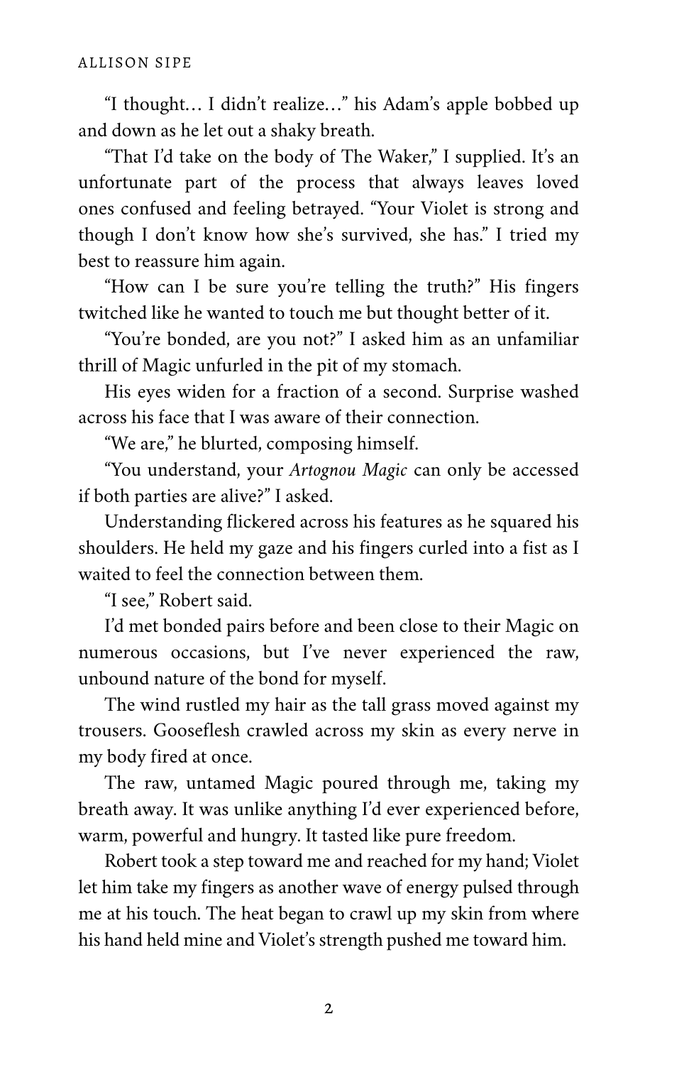"I thought… I didn't realize…" his Adam's apple bobbed up and down as he let out a shaky breath.

"That I'd take on the body of The Waker," I supplied. It's an unfortunate part of the process that always leaves loved ones confused and feeling betrayed. "Your Violet is strong and though I don't know how she's survived, she has." I tried my best to reassure him again.

"How can I be sure you're telling the truth?" His fingers twitched like he wanted to touch me but thought better of it.

"You're bonded, are you not?" I asked him as an unfamiliar thrill of Magic unfurled in the pit of my stomach.

His eyes widen for a fraction of a second. Surprise washed across his face that I was aware of their connection.

"We are," he blurted, composing himself.

"You understand, your *Artognou Magic* can only be accessed if both parties are alive?" I asked.

Understanding flickered across his features as he squared his shoulders. He held my gaze and his fingers curled into a fist as I waited to feel the connection between them.

"I see," Robert said.

I'd met bonded pairs before and been close to their Magic on numerous occasions, but I've never experienced the raw, unbound nature of the bond for myself.

The wind rustled my hair as the tall grass moved against my trousers. Gooseflesh crawled across my skin as every nerve in my body fired at once.

The raw, untamed Magic poured through me, taking my breath away. It was unlike anything I'd ever experienced before, warm, powerful and hungry. It tasted like pure freedom.

Robert took a step toward me and reached for my hand; Violet let him take my fingers as another wave of energy pulsed through me at his touch. The heat began to crawl up my skin from where his hand held mine and Violet's strength pushed me toward him.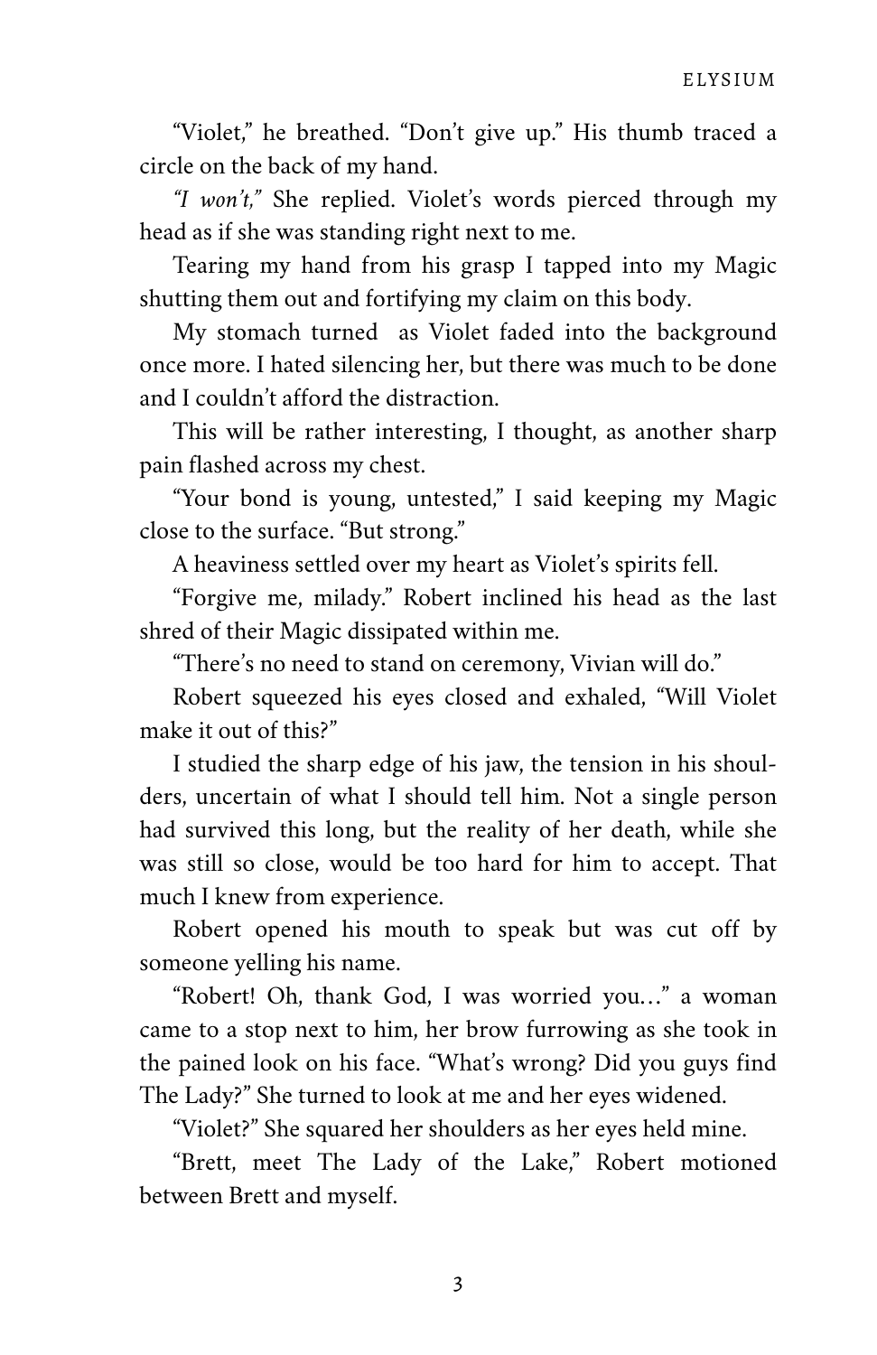"Violet," he breathed. "Don't give up." His thumb traced a circle on the back of my hand.

*"I won't,"* She replied. Violet's words pierced through my head as if she was standing right next to me.

Tearing my hand from his grasp I tapped into my Magic shutting them out and fortifying my claim on this body.

My stomach turned  as Violet faded into the background once more. I hated silencing her, but there was much to be done and I couldn't afford the distraction.

This will be rather interesting, I thought, as another sharp pain flashed across my chest.

"Your bond is young, untested," I said keeping my Magic close to the surface. "But strong."

A heaviness settled over my heart as Violet's spirits fell.

"Forgive me, milady." Robert inclined his head as the last shred of their Magic dissipated within me.

"There's no need to stand on ceremony, Vivian will do."

Robert squeezed his eyes closed and exhaled, "Will Violet make it out of this?"

I studied the sharp edge of his jaw, the tension in his shoulders, uncertain of what I should tell him. Not a single person had survived this long, but the reality of her death, while she was still so close, would be too hard for him to accept. That much I knew from experience.

Robert opened his mouth to speak but was cut off by someone yelling his name.

"Robert! Oh, thank God, I was worried you…" a woman came to a stop next to him, her brow furrowing as she took in the pained look on his face. "What's wrong? Did you guys find The Lady?" She turned to look at me and her eyes widened.

"Violet?" She squared her shoulders as her eyes held mine.

"Brett, meet The Lady of the Lake," Robert motioned between Brett and myself.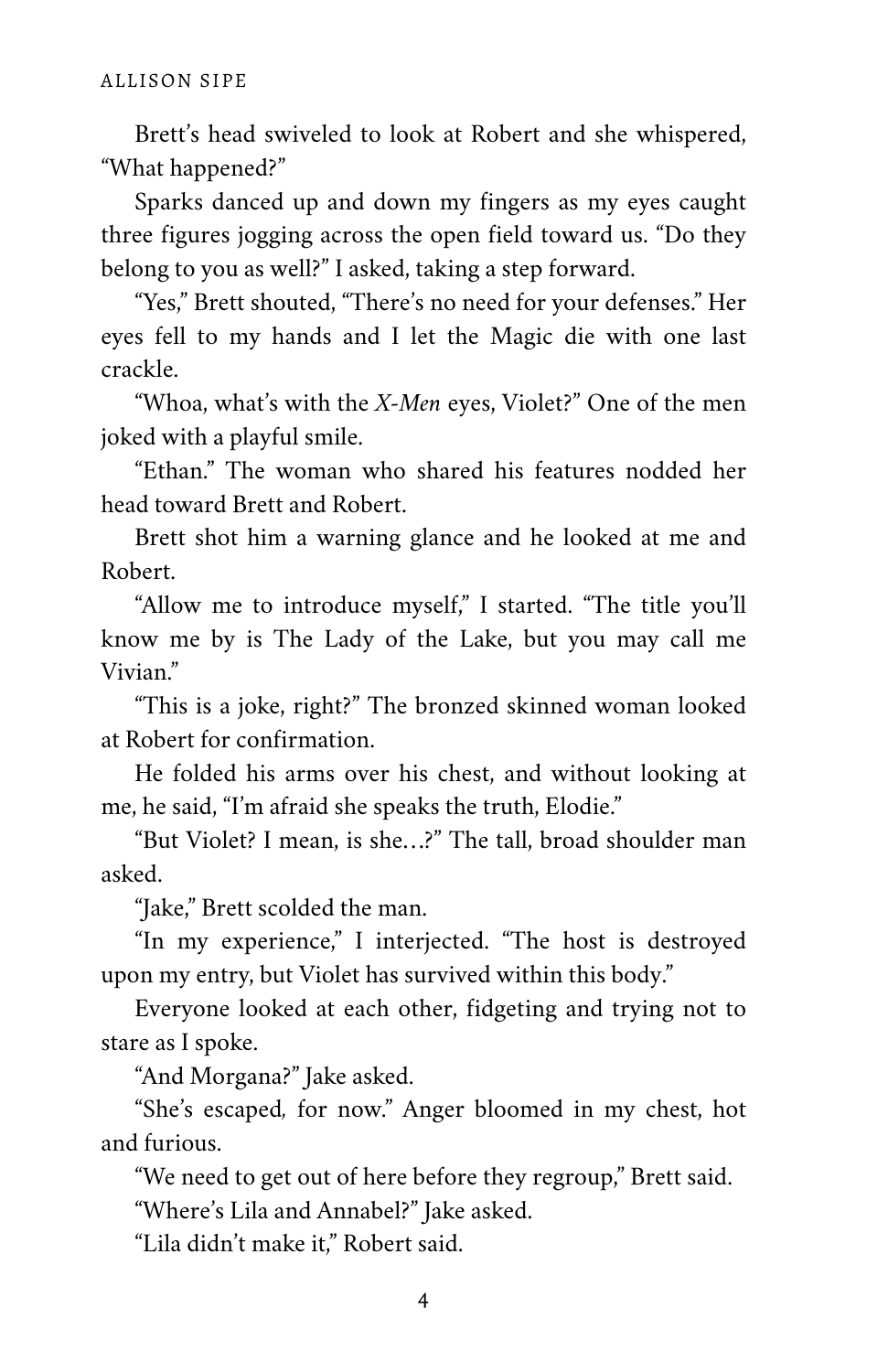Brett's head swiveled to look at Robert and she whispered, "What happened?"

Sparks danced up and down my fingers as my eyes caught three figures jogging across the open field toward us. "Do they belong to you as well?" I asked, taking a step forward.

"Yes," Brett shouted, "There's no need for your defenses." Her eyes fell to my hands and I let the Magic die with one last crackle.

"Whoa, what's with the *X-Men* eyes, Violet?" One of the men joked with a playful smile.

"Ethan." The woman who shared his features nodded her head toward Brett and Robert.

Brett shot him a warning glance and he looked at me and Robert.

"Allow me to introduce myself," I started. "The title you'll know me by is The Lady of the Lake, but you may call me Vivian."

"This is a joke, right?" The bronzed skinned woman looked at Robert for confirmation.

He folded his arms over his chest, and without looking at me, he said, "I'm afraid she speaks the truth, Elodie."

"But Violet? I mean, is she…?" The tall, broad shoulder man asked.

"Jake," Brett scolded the man.

"In my experience," I interjected. "The host is destroyed upon my entry, but Violet has survived within this body."

Everyone looked at each other, fidgeting and trying not to stare as I spoke.

"And Morgana?" Jake asked.

"She's escaped*,* for now." Anger bloomed in my chest, hot and furious.

"We need to get out of here before they regroup," Brett said.

"Where's Lila and Annabel?" Jake asked.

"Lila didn't make it," Robert said.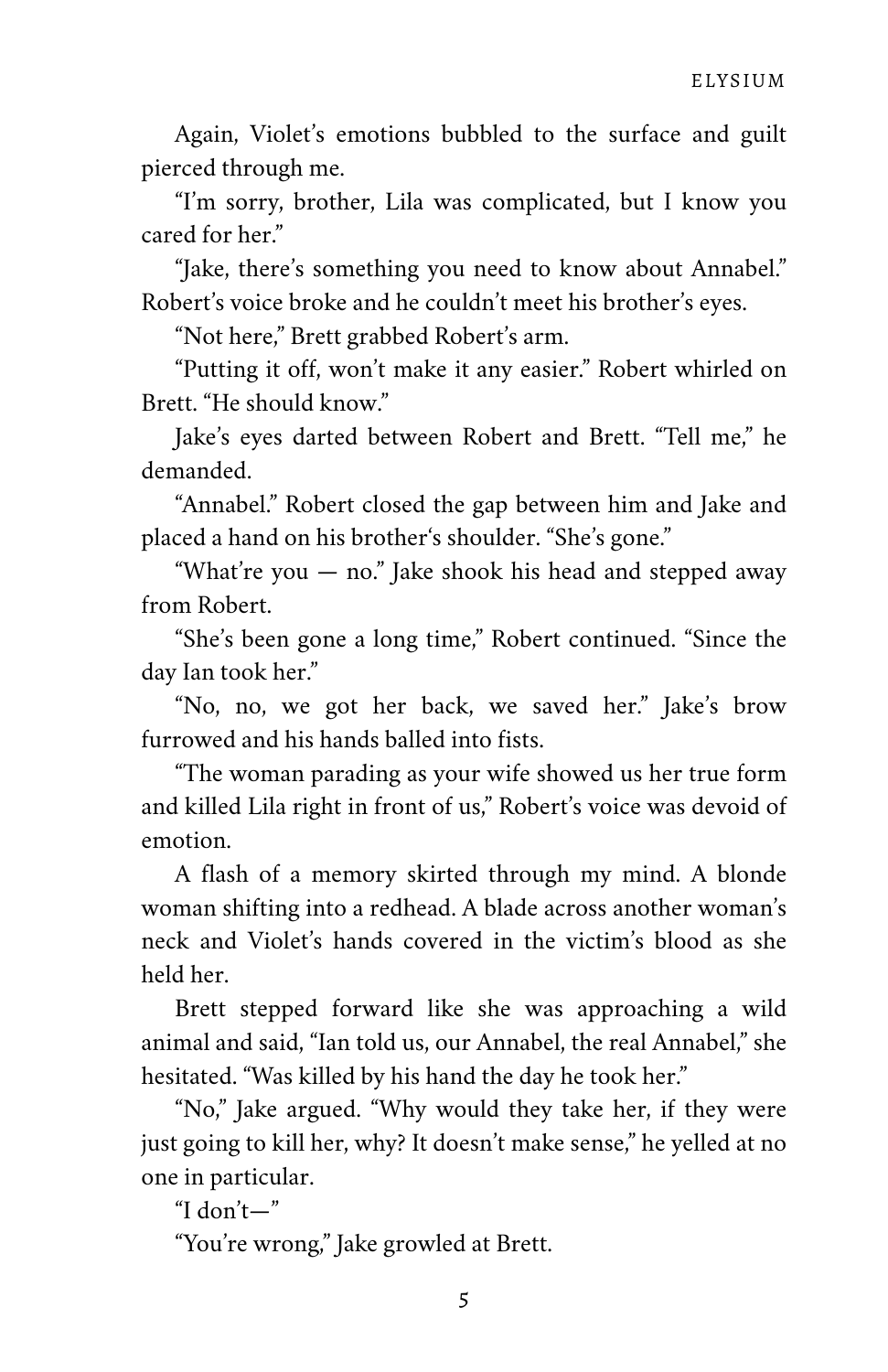Again, Violet's emotions bubbled to the surface and guilt pierced through me.

"I'm sorry, brother, Lila was complicated, but I know you cared for her."

"Jake, there's something you need to know about Annabel." Robert's voice broke and he couldn't meet his brother's eyes.

"Not here," Brett grabbed Robert's arm.

"Putting it off, won't make it any easier." Robert whirled on Brett. "He should know."

Jake's eyes darted between Robert and Brett. "Tell me," he demanded.

"Annabel." Robert closed the gap between him and Jake and placed a hand on his brother's shoulder. "She's gone."

"What're you — no." Jake shook his head and stepped away from Robert.

"She's been gone a long time," Robert continued. "Since the day Ian took her."

"No, no, we got her back, we saved her." Jake's brow furrowed and his hands balled into fists.

"The woman parading as your wife showed us her true form and killed Lila right in front of us," Robert's voice was devoid of emotion.

A flash of a memory skirted through my mind. A blonde woman shifting into a redhead. A blade across another woman's neck and Violet's hands covered in the victim's blood as she held her.

Brett stepped forward like she was approaching a wild animal and said, "Ian told us, our Annabel, the real Annabel," she hesitated. "Was killed by his hand the day he took her."

"No," Jake argued. "Why would they take her, if they were just going to kill her, why? It doesn't make sense," he yelled at no one in particular.

"I don't—"

"You're wrong," Jake growled at Brett.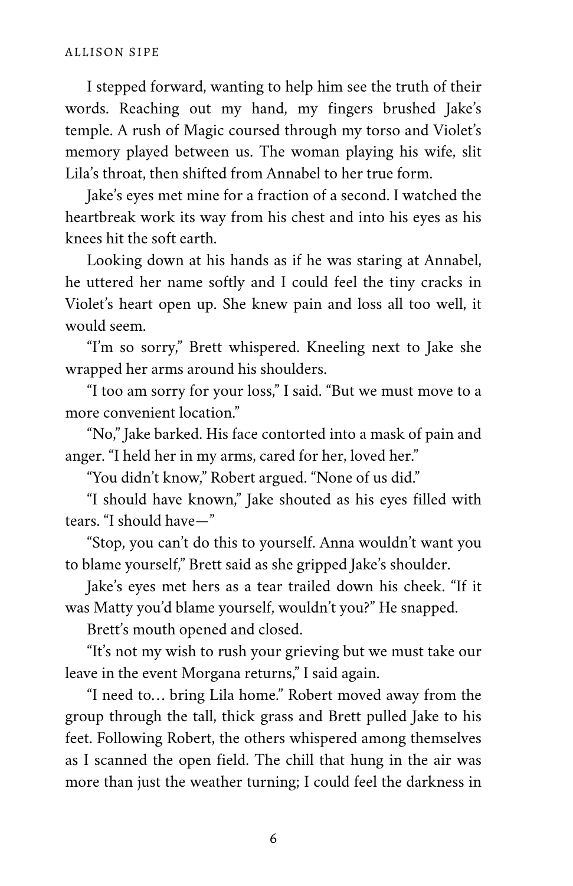I stepped forward, wanting to help him see the truth of their words. Reaching out my hand, my fingers brushed Jake's temple. A rush of Magic coursed through my torso and Violet's memory played between us. The woman playing his wife, slit Lila's throat, then shifted from Annabel to her true form.

Jake's eyes met mine for a fraction of a second. I watched the heartbreak work its way from his chest and into his eyes as his knees hit the soft earth.

Looking down at his hands as if he was staring at Annabel, he uttered her name softly and I could feel the tiny cracks in Violet's heart open up. She knew pain and loss all too well, it would seem.

"I'm so sorry," Brett whispered. Kneeling next to Jake she wrapped her arms around his shoulders.

"I too am sorry for your loss," I said. "But we must move to a more convenient location."

"No," Jake barked. His face contorted into a mask of pain and anger. "I held her in my arms, cared for her, loved her."

"You didn't know," Robert argued. "None of us did."

"I should have known," Jake shouted as his eyes filled with tears. "I should have—"

"Stop, you can't do this to yourself. Anna wouldn't want you to blame yourself," Brett said as she gripped Jake's shoulder.

Jake's eyes met hers as a tear trailed down his cheek. "If it was Matty you'd blame yourself, wouldn't you?" He snapped.

Brett's mouth opened and closed.

"It's not my wish to rush your grieving but we must take our leave in the event Morgana returns," I said again.

"I need to… bring Lila home." Robert moved away from the group through the tall, thick grass and Brett pulled Jake to his feet. Following Robert, the others whispered among themselves as I scanned the open field. The chill that hung in the air was more than just the weather turning; I could feel the darkness in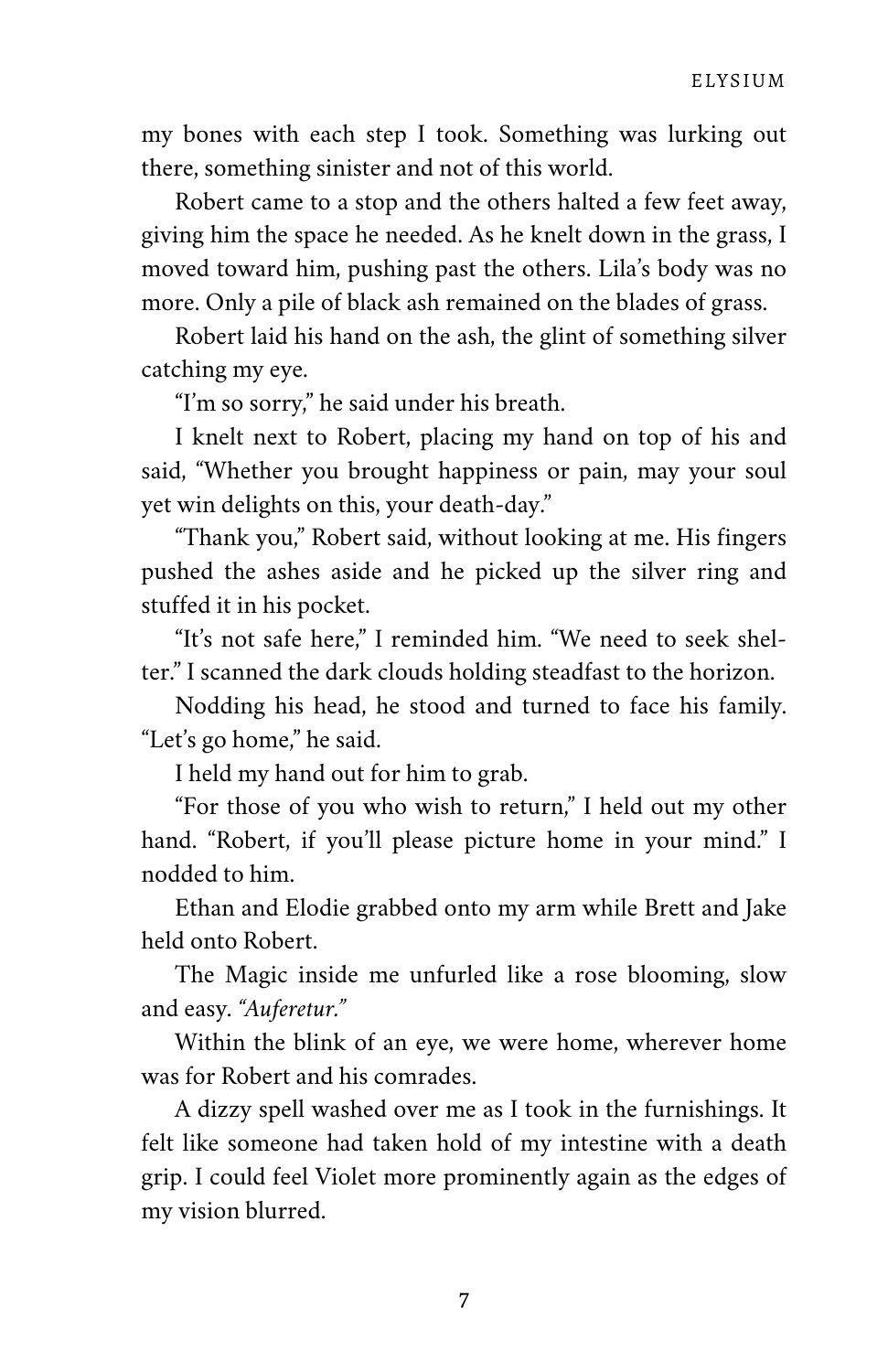my bones with each step I took. Something was lurking out there, something sinister and not of this world.

Robert came to a stop and the others halted a few feet away, giving him the space he needed. As he knelt down in the grass, I moved toward him, pushing past the others. Lila's body was no more. Only a pile of black ash remained on the blades of grass.

Robert laid his hand on the ash, the glint of something silver catching my eye.

"I'm so sorry," he said under his breath.

I knelt next to Robert, placing my hand on top of his and said, "Whether you brought happiness or pain, may your soul yet win delights on this, your death-day."

"Thank you," Robert said, without looking at me. His fingers pushed the ashes aside and he picked up the silver ring and stuffed it in his pocket.

"It's not safe here," I reminded him. "We need to seek shelter." I scanned the dark clouds holding steadfast to the horizon.

Nodding his head, he stood and turned to face his family. "Let's go home," he said.

I held my hand out for him to grab.

"For those of you who wish to return," I held out my other hand. "Robert, if you'll please picture home in your mind." I nodded to him.

Ethan and Elodie grabbed onto my arm while Brett and Jake held onto Robert.

The Magic inside me unfurled like a rose blooming, slow and easy. *"Auferetur."*

Within the blink of an eye, we were home, wherever home was for Robert and his comrades.

A dizzy spell washed over me as I took in the furnishings. It felt like someone had taken hold of my intestine with a death grip. I could feel Violet more prominently again as the edges of my vision blurred.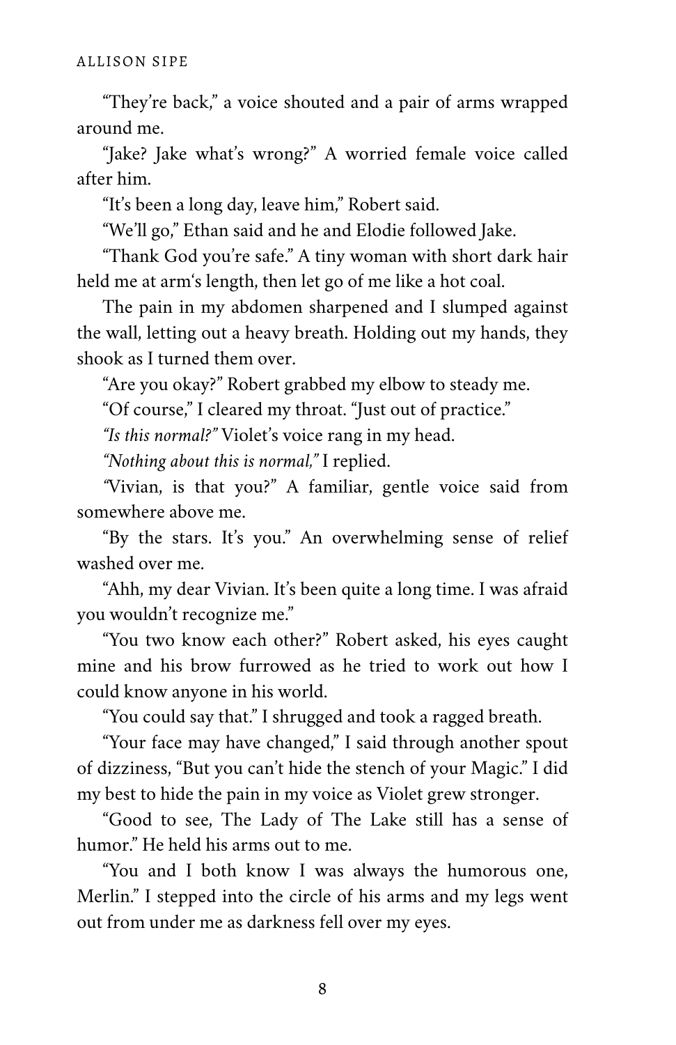"They're back," a voice shouted and a pair of arms wrapped around me.

"Jake? Jake what's wrong?" A worried female voice called after him.

"It's been a long day, leave him," Robert said.

"We'll go," Ethan said and he and Elodie followed Jake.

"Thank God you're safe." A tiny woman with short dark hair held me at arm's length, then let go of me like a hot coal.

The pain in my abdomen sharpened and I slumped against the wall, letting out a heavy breath. Holding out my hands, they shook as I turned them over.

"Are you okay?" Robert grabbed my elbow to steady me.

"Of course," I cleared my throat. "Just out of practice."

*"Is this normal?"* Violet's voice rang in my head.

*"Nothing about this is normal,"* I replied.

"Vivian, is that you?" A familiar, gentle voice said from somewhere above me.

"By the stars. It's you." An overwhelming sense of relief washed over me.

"Ahh, my dear Vivian. It's been quite a long time. I was afraid you wouldn't recognize me."

"You two know each other?" Robert asked, his eyes caught mine and his brow furrowed as he tried to work out how I could know anyone in his world.

"You could say that." I shrugged and took a ragged breath.

"Your face may have changed," I said through another spout of dizziness, "But you can't hide the stench of your Magic." I did my best to hide the pain in my voice as Violet grew stronger.

"Good to see, The Lady of The Lake still has a sense of humor." He held his arms out to me.

"You and I both know I was always the humorous one, Merlin." I stepped into the circle of his arms and my legs went out from under me as darkness fell over my eyes.